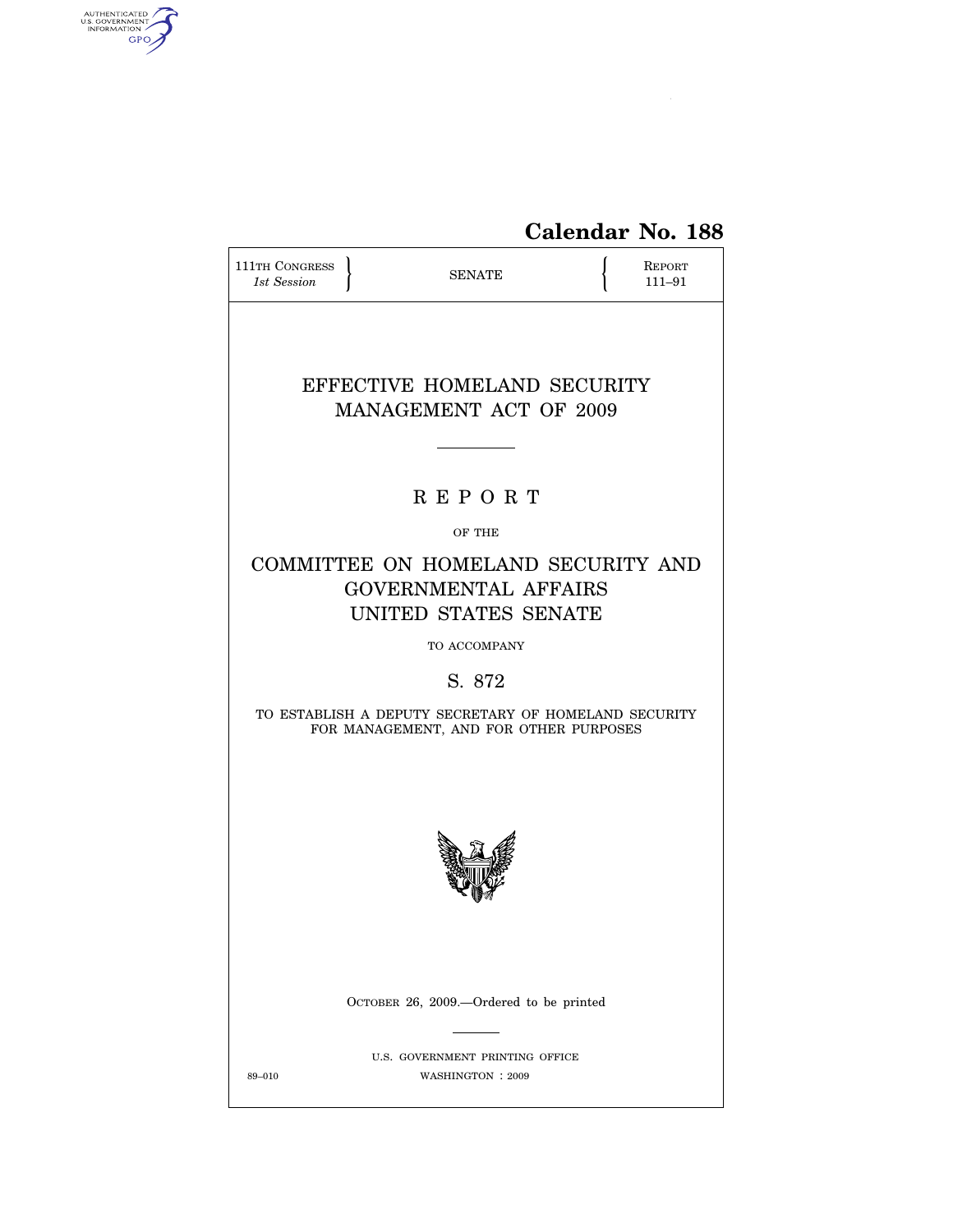**Calendar No. 188**

111TH CONGRESS
*1st Session*

SENATE

REPORT
111–91

# EFFECTIVE HOMELAND SECURITY MANAGEMENT ACT OF 2009

---

## R E P O R T

OF THE

## COMMITTEE ON HOMELAND SECURITY AND GOVERNMENTAL AFFAIRS UNITED STATES SENATE

TO ACCOMPANY

## S. 872

TO ESTABLISH A DEPUTY SECRETARY OF HOMELAND SECURITY FOR MANAGEMENT, AND FOR OTHER PURPOSES

OCTOBER 26, 2009.—Ordered to be printed

---

U.S. GOVERNMENT PRINTING OFFICE
89–010 WASHINGTON : 2009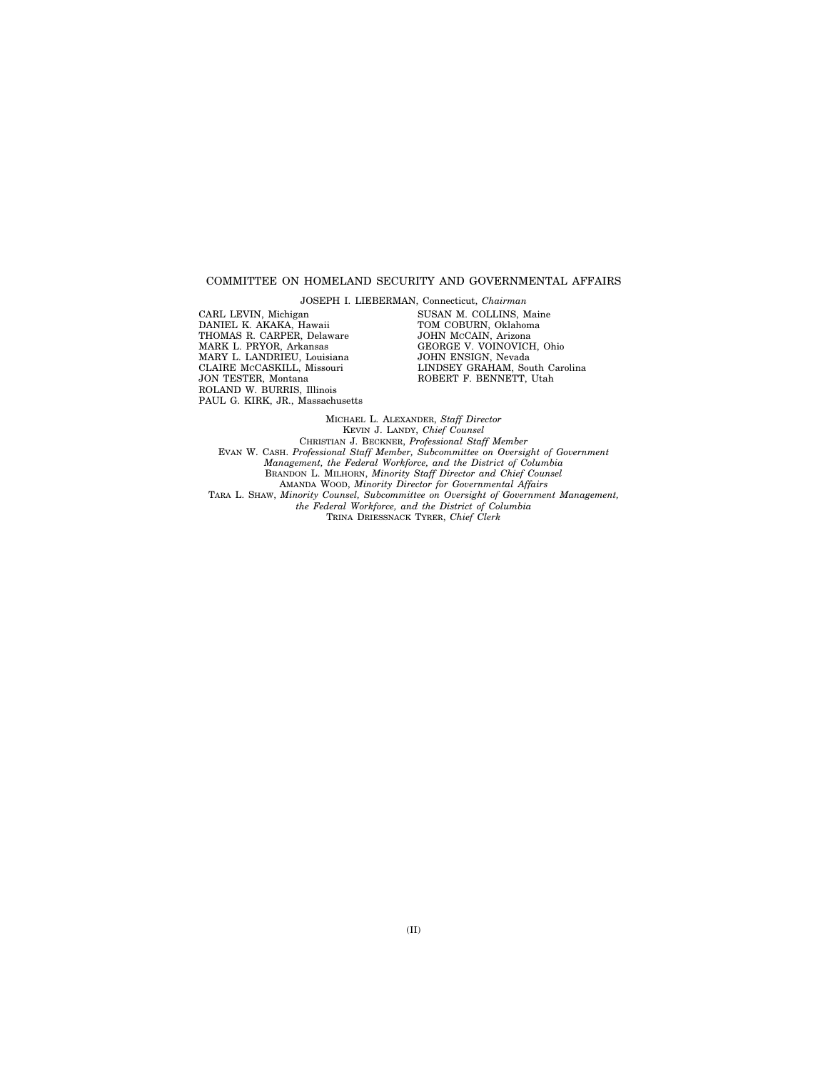## COMMITTEE ON HOMELAND SECURITY AND GOVERNMENTAL AFFAIRS

JOSEPH I. LIEBERMAN, Connecticut, *Chairman*

CARL LEVIN, Michigan
DANIEL K. AKAKA, Hawaii
THOMAS R. CARPER, Delaware
MARK L. PRYOR, Arkansas
MARY L. LANDRIEU, Louisiana
CLAIRE McCASKILL, Missouri
JON TESTER, Montana
ROLAND W. BURRIS, Illinois
PAUL G. KIRK, JR., Massachusetts

SUSAN M. COLLINS, Maine
TOM COBURN, Oklahoma
JOHN McCAIN, Arizona
GEORGE V. VOINOVICH, Ohio
JOHN ENSIGN, Nevada
LINDSEY GRAHAM, South Carolina
ROBERT F. BENNETT, Utah

MICHAEL L. ALEXANDER, *Staff Director*
KEVIN J. LANDY, *Chief Counsel*
CHRISTIAN J. BECKNER, *Professional Staff Member*
EVAN W. CASH. *Professional Staff Member, Subcommittee on Oversight of Government Management, the Federal Workforce, and the District of Columbia*
BRANDON L. MILHORN, *Minority Staff Director and Chief Counsel*
AMANDA WOOD, *Minority Director for Governmental Affairs*
TARA L. SHAW, *Minority Counsel, Subcommittee on Oversight of Government Management, the Federal Workforce, and the District of Columbia*
TRINA DRIESSNACK TYRER, *Chief Clerk*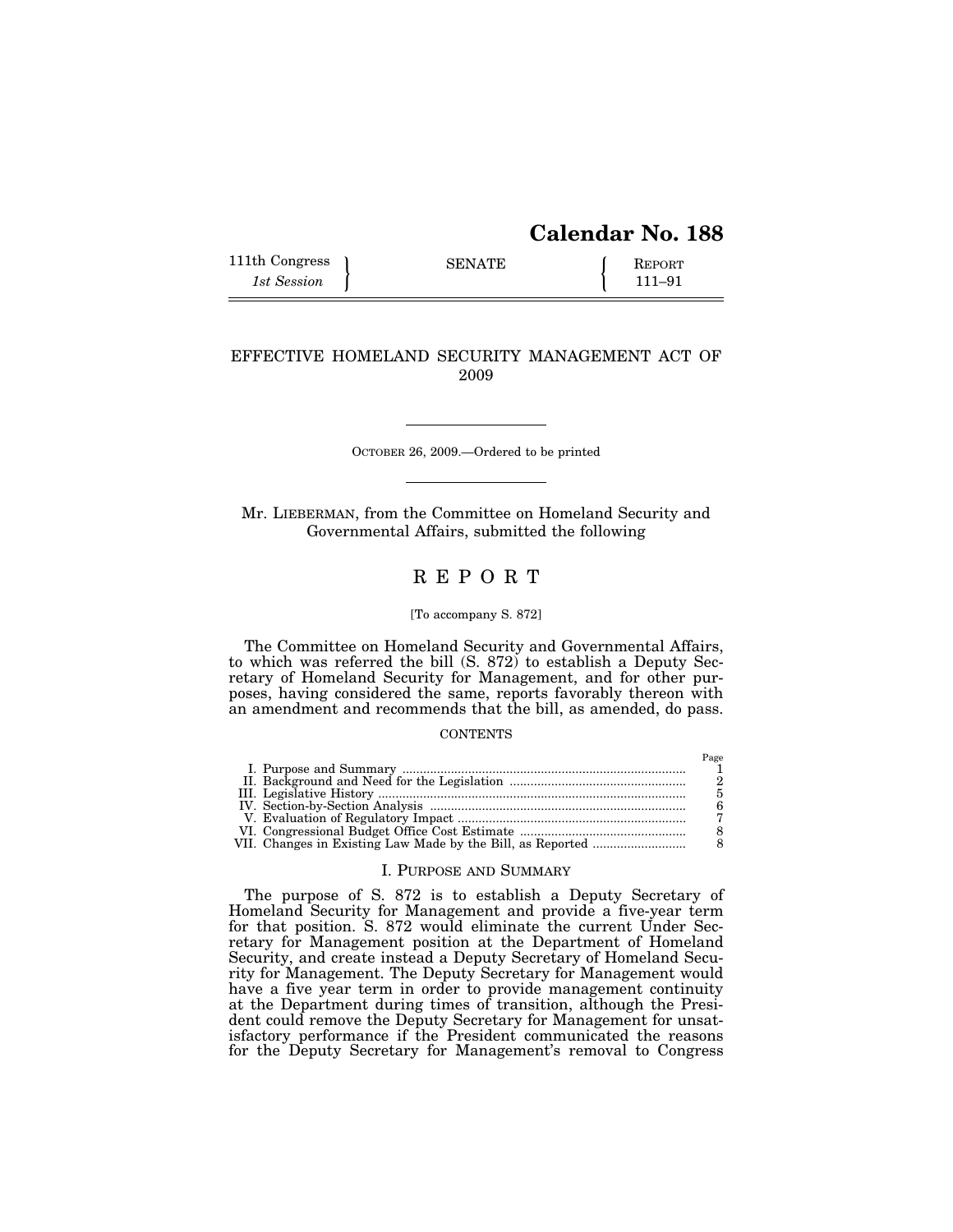**Calendar No. 188**

111th Congress, 1st Session — SENATE — Report 111–91

# EFFECTIVE HOMELAND SECURITY MANAGEMENT ACT OF 2009

OCTOBER 26, 2009.—Ordered to be printed

Mr. LIEBERMAN, from the Committee on Homeland Security and Governmental Affairs, submitted the following

## REPORT

[To accompany S. 872]

The Committee on Homeland Security and Governmental Affairs, to which was referred the bill (S. 872) to establish a Deputy Secretary of Homeland Security for Management, and for other purposes, having considered the same, reports favorably thereon with an amendment and recommends that the bill, as amended, do pass.

CONTENTS

| | Page |
|---|---|
| I. Purpose and Summary | 1 |
| II. Background and Need for the Legislation | 2 |
| III. Legislative History | 5 |
| IV. Section-by-Section Analysis | 6 |
| V. Evaluation of Regulatory Impact | 7 |
| VI. Congressional Budget Office Cost Estimate | 8 |
| VII. Changes in Existing Law Made by the Bill, as Reported | 8 |

### I. PURPOSE AND SUMMARY

The purpose of S. 872 is to establish a Deputy Secretary of Homeland Security for Management and provide a five-year term for that position. S. 872 would eliminate the current Under Secretary for Management position at the Department of Homeland Security, and create instead a Deputy Secretary of Homeland Security for Management. The Deputy Secretary for Management would have a five year term in order to provide management continuity at the Department during times of transition, although the President could remove the Deputy Secretary for Management for unsatisfactory performance if the President communicated the reasons for the Deputy Secretary for Management's removal to Congress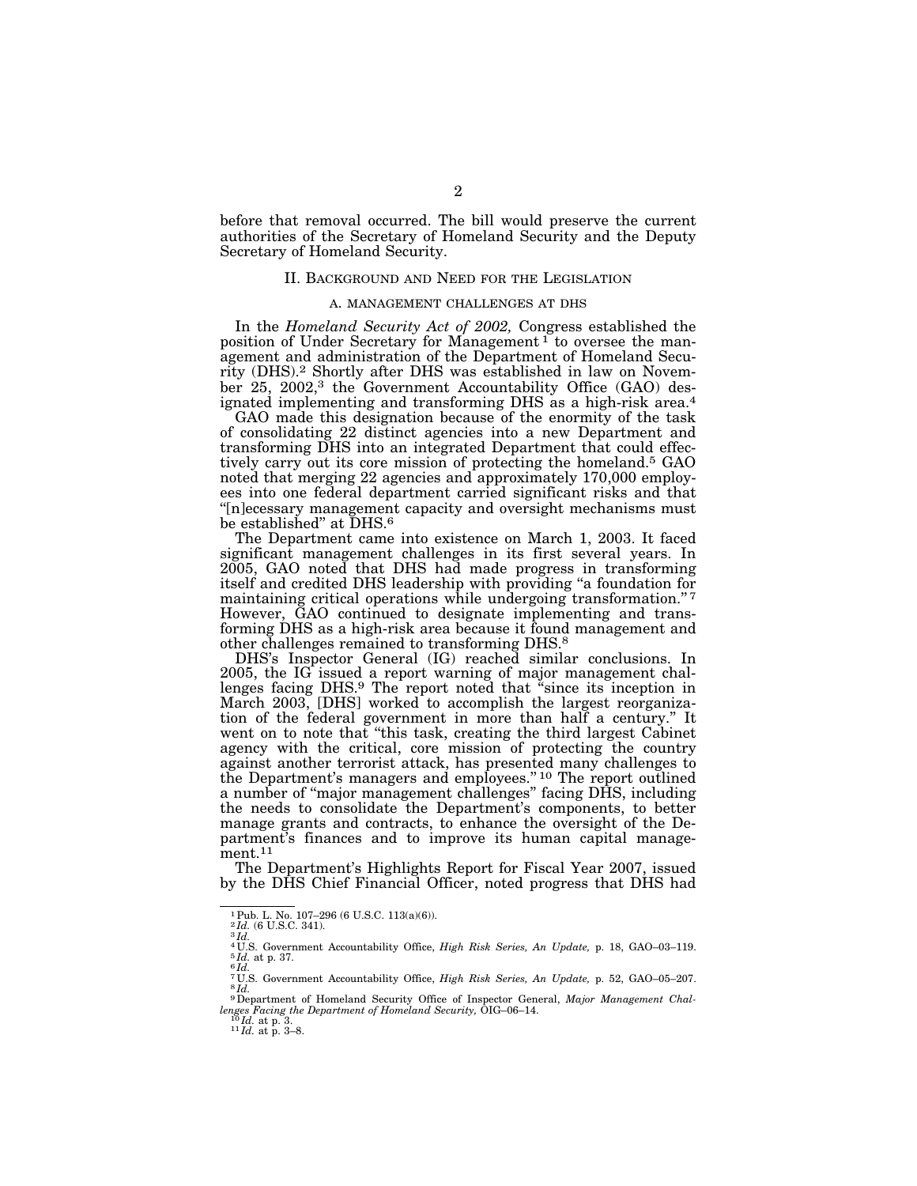before that removal occurred. The bill would preserve the current authorities of the Secretary of Homeland Security and the Deputy Secretary of Homeland Security.

## II. Background and Need for the Legislation

### A. MANAGEMENT CHALLENGES AT DHS

In the *Homeland Security Act of 2002,* Congress established the position of Under Secretary for Management [1] to oversee the management and administration of the Department of Homeland Security (DHS).[2] Shortly after DHS was established in law on November 25, 2002,[3] the Government Accountability Office (GAO) designated implementing and transforming DHS as a high-risk area.[4]

GAO made this designation because of the enormity of the task of consolidating 22 distinct agencies into a new Department and transforming DHS into an integrated Department that could effectively carry out its core mission of protecting the homeland.[5] GAO noted that merging 22 agencies and approximately 170,000 employees into one federal department carried significant risks and that "[n]ecessary management capacity and oversight mechanisms must be established" at DHS.[6]

The Department came into existence on March 1, 2003. It faced significant management challenges in its first several years. In 2005, GAO noted that DHS had made progress in transforming itself and credited DHS leadership with providing "a foundation for maintaining critical operations while undergoing transformation." [7] However, GAO continued to designate implementing and transforming DHS as a high-risk area because it found management and other challenges remained to transforming DHS.[8]

DHS's Inspector General (IG) reached similar conclusions. In 2005, the IG issued a report warning of major management challenges facing DHS.[9] The report noted that "since its inception in March 2003, [DHS] worked to accomplish the largest reorganization of the federal government in more than half a century." It went on to note that "this task, creating the third largest Cabinet agency with the critical, core mission of protecting the country against another terrorist attack, has presented many challenges to the Department's managers and employees." [10] The report outlined a number of "major management challenges" facing DHS, including the needs to consolidate the Department's components, to better manage grants and contracts, to enhance the oversight of the Department's finances and to improve its human capital management.[11]

The Department's Highlights Report for Fiscal Year 2007, issued by the DHS Chief Financial Officer, noted progress that DHS had

---

[1] Pub. L. No. 107–296 (6 U.S.C. 113(a)(6)).
[2] *Id.* (6 U.S.C. 341).
[3] *Id.*
[4] U.S. Government Accountability Office, *High Risk Series, An Update,* p. 18, GAO–03–119.
[5] *Id.* at p. 37.
[6] *Id.*
[7] U.S. Government Accountability Office, *High Risk Series, An Update,* p. 52, GAO–05–207.
[8] *Id.*
[9] Department of Homeland Security Office of Inspector General, *Major Management Challenges Facing the Department of Homeland Security,* OIG–06–14.
[10] *Id.* at p. 3.
[11] *Id.* at p. 3–8.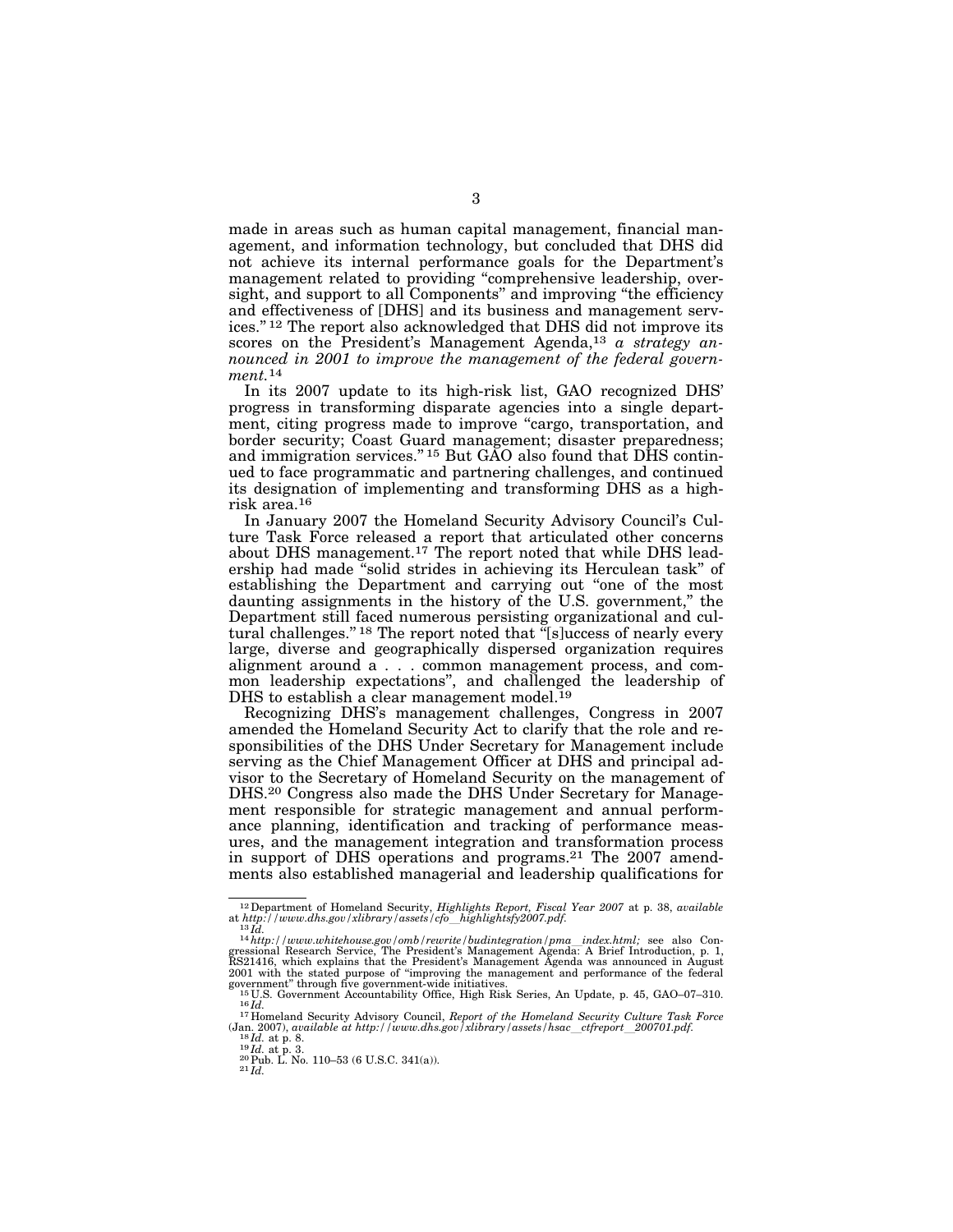made in areas such as human capital management, financial management, and information technology, but concluded that DHS did not achieve its internal performance goals for the Department's management related to providing "comprehensive leadership, oversight, and support to all Components" and improving "the efficiency and effectiveness of [DHS] and its business and management services."[12] The report also acknowledged that DHS did not improve its scores on the President's Management Agenda,[13] *a strategy announced in 2001 to improve the management of the federal government.*[14]

In its 2007 update to its high-risk list, GAO recognized DHS' progress in transforming disparate agencies into a single department, citing progress made to improve "cargo, transportation, and border security; Coast Guard management; disaster preparedness; and immigration services."[15] But GAO also found that DHS continued to face programmatic and partnering challenges, and continued its designation of implementing and transforming DHS as a high-risk area.[16]

In January 2007 the Homeland Security Advisory Council's Culture Task Force released a report that articulated other concerns about DHS management.[17] The report noted that while DHS leadership had made "solid strides in achieving its Herculean task" of establishing the Department and carrying out "one of the most daunting assignments in the history of the U.S. government," the Department still faced numerous persisting organizational and cultural challenges."[18] The report noted that "[s]uccess of nearly every large, diverse and geographically dispersed organization requires alignment around a . . . common management process, and common leadership expectations", and challenged the leadership of DHS to establish a clear management model.[19]

Recognizing DHS's management challenges, Congress in 2007 amended the Homeland Security Act to clarify that the role and responsibilities of the DHS Under Secretary for Management include serving as the Chief Management Officer at DHS and principal advisor to the Secretary of Homeland Security on the management of DHS.[20] Congress also made the DHS Under Secretary for Management responsible for strategic management and annual performance planning, identification and tracking of performance measures, and the management integration and transformation process in support of DHS operations and programs.[21] The 2007 amendments also established managerial and leadership qualifications for

---

[12] Department of Homeland Security, *Highlights Report, Fiscal Year 2007* at p. 38, *available at http://www.dhs.gov/xlibrary/assets/cfo_highlightsfy2007.pdf.*

[13] *Id.*

[14] *http://www.whitehouse.gov/omb/rewrite/budintegration/pma_index.html;* see also Congressional Research Service, The President's Management Agenda: A Brief Introduction, p. 1, RS21416, which explains that the President's Management Agenda was announced in August 2001 with the stated purpose of "improving the management and performance of the federal government" through five government-wide initiatives.

[15] U.S. Government Accountability Office, High Risk Series, An Update, p. 45, GAO–07–310.

[16] *Id.*

[17] Homeland Security Advisory Council, *Report of the Homeland Security Culture Task Force* (Jan. 2007), *available at http://www.dhs.gov/xlibrary/assets/hsac_ctfreport_200701.pdf.*

[18] *Id.* at p. 8.

[19] *Id.* at p. 3.

[20] Pub. L. No. 110–53 (6 U.S.C. 341(a)).

[21] *Id.*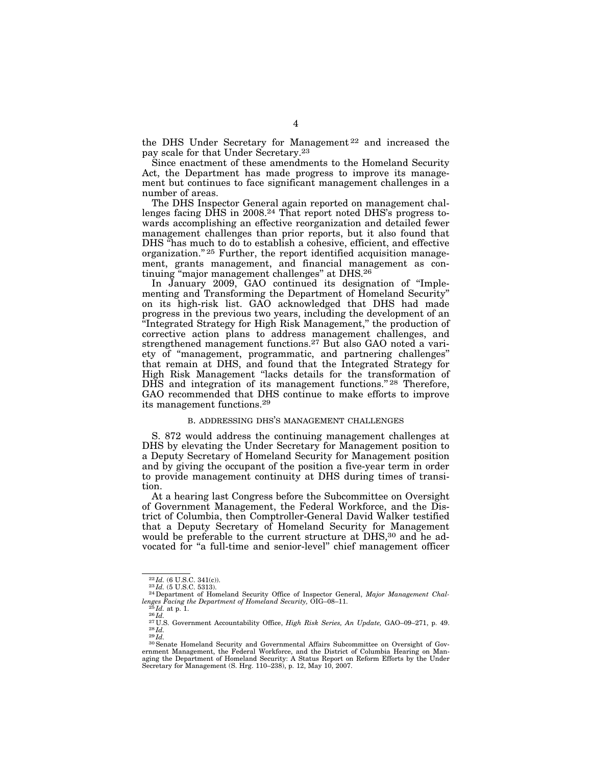the DHS Under Secretary for Management [22] and increased the pay scale for that Under Secretary.[23]

Since enactment of these amendments to the Homeland Security Act, the Department has made progress to improve its management but continues to face significant management challenges in a number of areas.

The DHS Inspector General again reported on management challenges facing DHS in 2008.[24] That report noted DHS's progress towards accomplishing an effective reorganization and detailed fewer management challenges than prior reports, but it also found that DHS "has much to do to establish a cohesive, efficient, and effective organization." [25] Further, the report identified acquisition management, grants management, and financial management as continuing "major management challenges" at DHS.[26]

In January 2009, GAO continued its designation of "Implementing and Transforming the Department of Homeland Security" on its high-risk list. GAO acknowledged that DHS had made progress in the previous two years, including the development of an "Integrated Strategy for High Risk Management," the production of corrective action plans to address management challenges, and strengthened management functions.[27] But also GAO noted a variety of "management, programmatic, and partnering challenges" that remain at DHS, and found that the Integrated Strategy for High Risk Management "lacks details for the transformation of DHS and integration of its management functions." [28] Therefore, GAO recommended that DHS continue to make efforts to improve its management functions.[29]

## B. ADDRESSING DHS'S MANAGEMENT CHALLENGES

S. 872 would address the continuing management challenges at DHS by elevating the Under Secretary for Management position to a Deputy Secretary of Homeland Security for Management position and by giving the occupant of the position a five-year term in order to provide management continuity at DHS during times of transition.

At a hearing last Congress before the Subcommittee on Oversight of Government Management, the Federal Workforce, and the District of Columbia, then Comptroller-General David Walker testified that a Deputy Secretary of Homeland Security for Management would be preferable to the current structure at DHS,[30] and he advocated for "a full-time and senior-level" chief management officer

---

[22] *Id.* (6 U.S.C. 341(c)).

[23] *Id.* (5 U.S.C. 5313).

[24] Department of Homeland Security Office of Inspector General, *Major Management Challenges Facing the Department of Homeland Security,* OIG–08–11.

[25] *Id.* at p. 1.

[26] *Id.*

[27] U.S. Government Accountability Office, *High Risk Series, An Update,* GAO–09–271, p. 49.

[28] *Id.*

[29] *Id.*

[30] Senate Homeland Security and Governmental Affairs Subcommittee on Oversight of Government Management, the Federal Workforce, and the District of Columbia Hearing on Managing the Department of Homeland Security: A Status Report on Reform Efforts by the Under Secretary for Management (S. Hrg. 110–238), p. 12, May 10, 2007.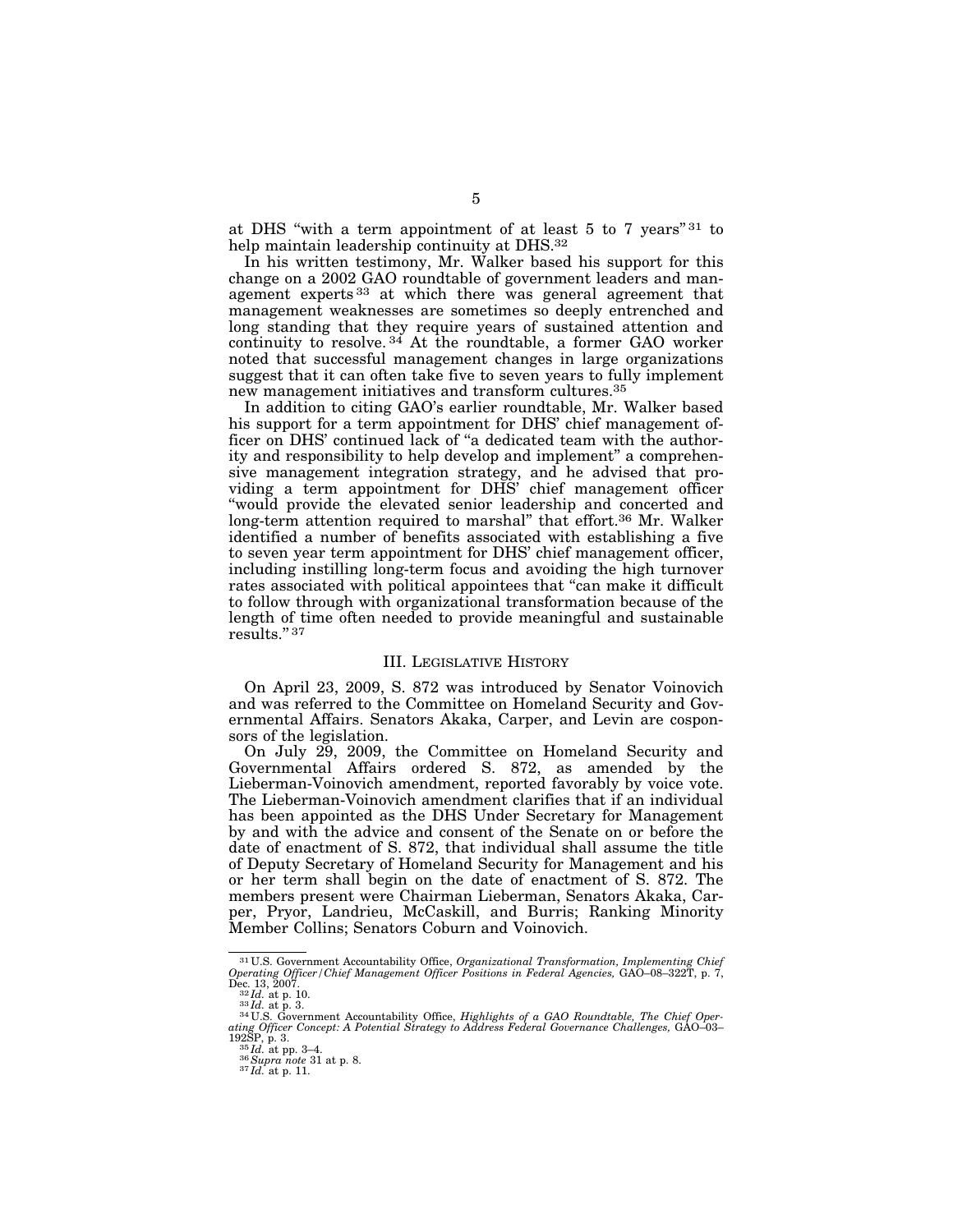at DHS "with a term appointment of at least 5 to 7 years" [31] to help maintain leadership continuity at DHS.[32]

In his written testimony, Mr. Walker based his support for this change on a 2002 GAO roundtable of government leaders and management experts [33] at which there was general agreement that management weaknesses are sometimes so deeply entrenched and long standing that they require years of sustained attention and continuity to resolve. [34] At the roundtable, a former GAO worker noted that successful management changes in large organizations suggest that it can often take five to seven years to fully implement new management initiatives and transform cultures.[35]

In addition to citing GAO's earlier roundtable, Mr. Walker based his support for a term appointment for DHS' chief management officer on DHS' continued lack of "a dedicated team with the authority and responsibility to help develop and implement" a comprehensive management integration strategy, and he advised that providing a term appointment for DHS' chief management officer "would provide the elevated senior leadership and concerted and long-term attention required to marshal" that effort.[36] Mr. Walker identified a number of benefits associated with establishing a five to seven year term appointment for DHS' chief management officer, including instilling long-term focus and avoiding the high turnover rates associated with political appointees that "can make it difficult to follow through with organizational transformation because of the length of time often needed to provide meaningful and sustainable results." [37]

## III. LEGISLATIVE HISTORY

On April 23, 2009, S. 872 was introduced by Senator Voinovich and was referred to the Committee on Homeland Security and Governmental Affairs. Senators Akaka, Carper, and Levin are cosponsors of the legislation.

On July 29, 2009, the Committee on Homeland Security and Governmental Affairs ordered S. 872, as amended by the Lieberman-Voinovich amendment, reported favorably by voice vote. The Lieberman-Voinovich amendment clarifies that if an individual has been appointed as the DHS Under Secretary for Management by and with the advice and consent of the Senate on or before the date of enactment of S. 872, that individual shall assume the title of Deputy Secretary of Homeland Security for Management and his or her term shall begin on the date of enactment of S. 872. The members present were Chairman Lieberman, Senators Akaka, Carper, Pryor, Landrieu, McCaskill, and Burris; Ranking Minority Member Collins; Senators Coburn and Voinovich.

---

[31] U.S. Government Accountability Office, *Organizational Transformation, Implementing Chief Operating Officer/Chief Management Officer Positions in Federal Agencies,* GAO–08–322T, p. 7, Dec. 13, 2007.

[32] *Id.* at p. 10.

[33] *Id.* at p. 3.

[34] U.S. Government Accountability Office, *Highlights of a GAO Roundtable, The Chief Operating Officer Concept: A Potential Strategy to Address Federal Governance Challenges,* GAO–03–192SP, p. 3.

[35] *Id.* at pp. 3–4.

[36] *Supra note* 31 at p. 8.

[37] *Id.* at p. 11.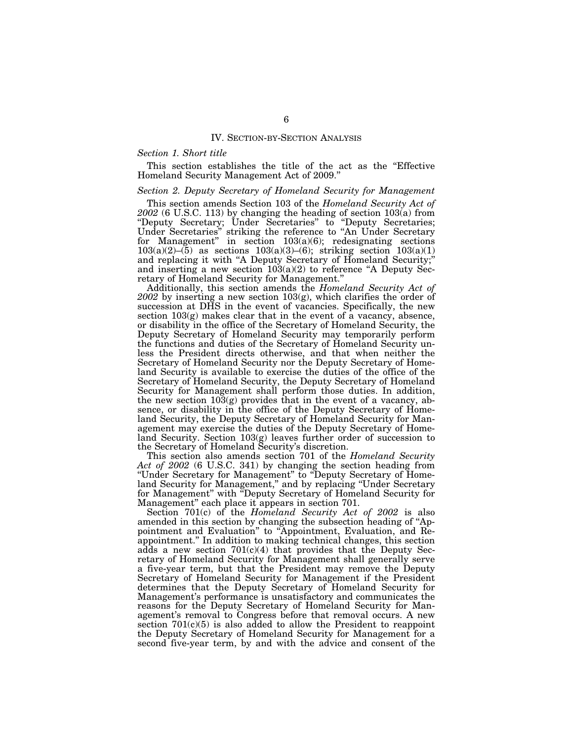## IV. Section-by-Section Analysis

### *Section 1. Short title*

This section establishes the title of the act as the "Effective Homeland Security Management Act of 2009."

### *Section 2. Deputy Secretary of Homeland Security for Management*

This section amends Section 103 of the *Homeland Security Act of 2002* (6 U.S.C. 113) by changing the heading of section 103(a) from "Deputy Secretary; Under Secretaries" to "Deputy Secretaries; Under Secretaries" striking the reference to "An Under Secretary for Management" in section 103(a)(6); redesignating sections 103(a)(2)–(5) as sections 103(a)(3)–(6); striking section 103(a)(1) and replacing it with "A Deputy Secretary of Homeland Security;" and inserting a new section 103(a)(2) to reference "A Deputy Secretary of Homeland Security for Management."

Additionally, this section amends the *Homeland Security Act of 2002* by inserting a new section 103(g), which clarifies the order of succession at DHS in the event of vacancies. Specifically, the new section 103(g) makes clear that in the event of a vacancy, absence, or disability in the office of the Secretary of Homeland Security, the Deputy Secretary of Homeland Security may temporarily perform the functions and duties of the Secretary of Homeland Security unless the President directs otherwise, and that when neither the Secretary of Homeland Security nor the Deputy Secretary of Homeland Security is available to exercise the duties of the office of the Secretary of Homeland Security, the Deputy Secretary of Homeland Security for Management shall perform those duties. In addition, the new section 103(g) provides that in the event of a vacancy, absence, or disability in the office of the Deputy Secretary of Homeland Security, the Deputy Secretary of Homeland Security for Management may exercise the duties of the Deputy Secretary of Homeland Security. Section 103(g) leaves further order of succession to the Secretary of Homeland Security's discretion.

This section also amends section 701 of the *Homeland Security Act of 2002* (6 U.S.C. 341) by changing the section heading from "Under Secretary for Management" to "Deputy Secretary of Homeland Security for Management," and by replacing "Under Secretary for Management" with "Deputy Secretary of Homeland Security for Management" each place it appears in section 701.

Section 701(c) of the *Homeland Security Act of 2002* is also amended in this section by changing the subsection heading of "Appointment and Evaluation" to "Appointment, Evaluation, and Reappointment." In addition to making technical changes, this section adds a new section 701(c)(4) that provides that the Deputy Secretary of Homeland Security for Management shall generally serve a five-year term, but that the President may remove the Deputy Secretary of Homeland Security for Management if the President determines that the Deputy Secretary of Homeland Security for Management's performance is unsatisfactory and communicates the reasons for the Deputy Secretary of Homeland Security for Management's removal to Congress before that removal occurs. A new section 701(c)(5) is also added to allow the President to reappoint the Deputy Secretary of Homeland Security for Management for a second five-year term, by and with the advice and consent of the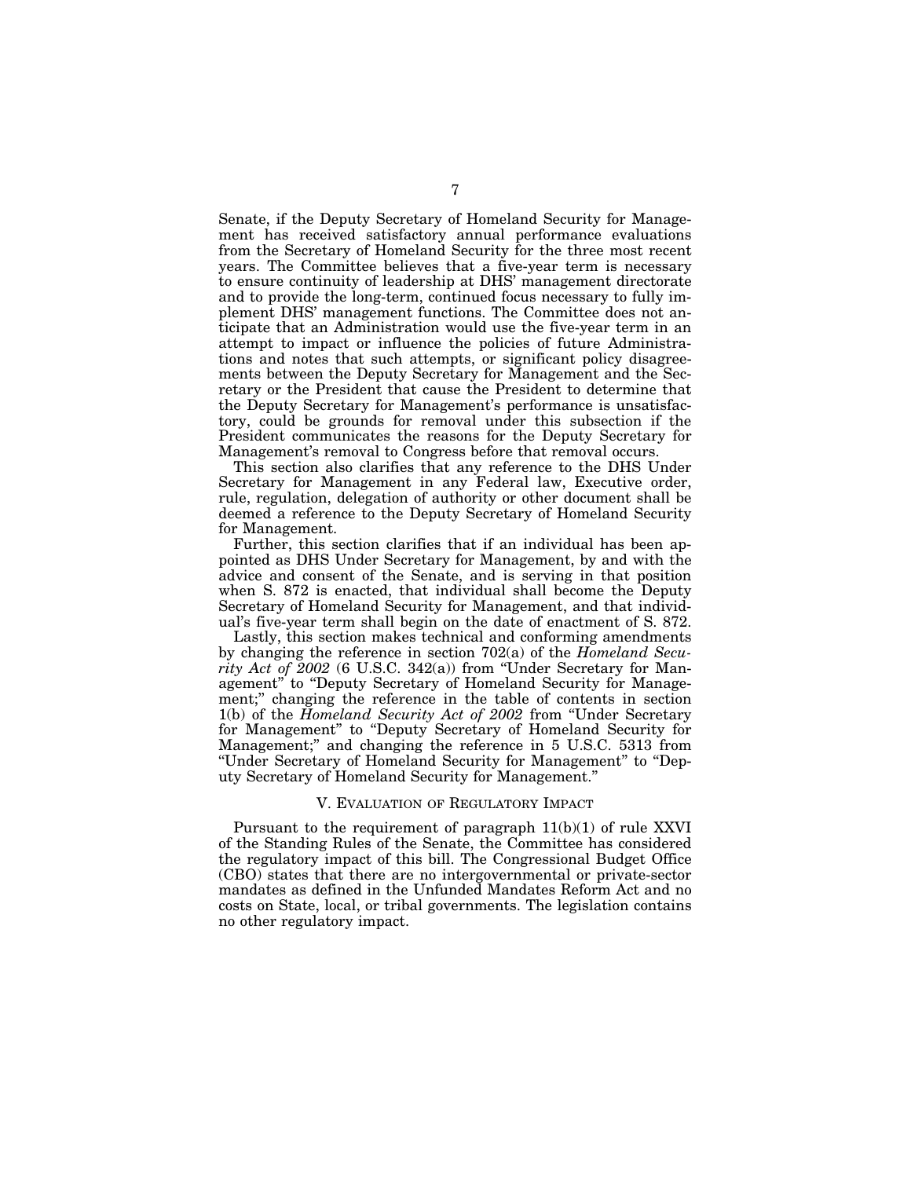Senate, if the Deputy Secretary of Homeland Security for Management has received satisfactory annual performance evaluations from the Secretary of Homeland Security for the three most recent years. The Committee believes that a five-year term is necessary to ensure continuity of leadership at DHS' management directorate and to provide the long-term, continued focus necessary to fully implement DHS' management functions. The Committee does not anticipate that an Administration would use the five-year term in an attempt to impact or influence the policies of future Administrations and notes that such attempts, or significant policy disagreements between the Deputy Secretary for Management and the Secretary or the President that cause the President to determine that the Deputy Secretary for Management's performance is unsatisfactory, could be grounds for removal under this subsection if the President communicates the reasons for the Deputy Secretary for Management's removal to Congress before that removal occurs.

This section also clarifies that any reference to the DHS Under Secretary for Management in any Federal law, Executive order, rule, regulation, delegation of authority or other document shall be deemed a reference to the Deputy Secretary of Homeland Security for Management.

Further, this section clarifies that if an individual has been appointed as DHS Under Secretary for Management, by and with the advice and consent of the Senate, and is serving in that position when S. 872 is enacted, that individual shall become the Deputy Secretary of Homeland Security for Management, and that individual's five-year term shall begin on the date of enactment of S. 872.

Lastly, this section makes technical and conforming amendments by changing the reference in section 702(a) of the *Homeland Security Act of 2002* (6 U.S.C. 342(a)) from "Under Secretary for Management" to "Deputy Secretary of Homeland Security for Management;" changing the reference in the table of contents in section 1(b) of the *Homeland Security Act of 2002* from "Under Secretary for Management" to "Deputy Secretary of Homeland Security for Management;" and changing the reference in 5 U.S.C. 5313 from "Under Secretary of Homeland Security for Management" to "Deputy Secretary of Homeland Security for Management."

## V. EVALUATION OF REGULATORY IMPACT

Pursuant to the requirement of paragraph 11(b)(1) of rule XXVI of the Standing Rules of the Senate, the Committee has considered the regulatory impact of this bill. The Congressional Budget Office (CBO) states that there are no intergovernmental or private-sector mandates as defined in the Unfunded Mandates Reform Act and no costs on State, local, or tribal governments. The legislation contains no other regulatory impact.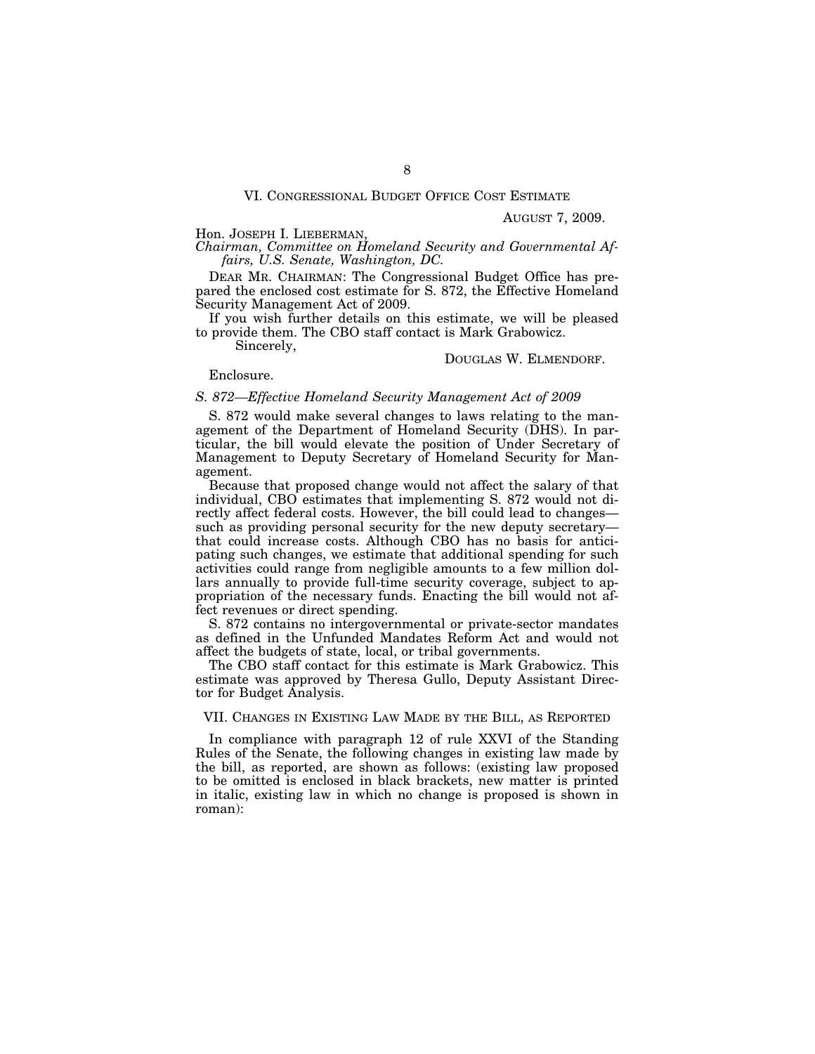## VI. CONGRESSIONAL BUDGET OFFICE COST ESTIMATE

AUGUST 7, 2009.

Hon. JOSEPH I. LIEBERMAN,
*Chairman, Committee on Homeland Security and Governmental Affairs, U.S. Senate, Washington, DC.*

DEAR MR. CHAIRMAN: The Congressional Budget Office has prepared the enclosed cost estimate for S. 872, the Effective Homeland Security Management Act of 2009.

If you wish further details on this estimate, we will be pleased to provide them. The CBO staff contact is Mark Grabowicz.

Sincerely,

DOUGLAS W. ELMENDORF.

Enclosure.

### *S. 872—Effective Homeland Security Management Act of 2009*

S. 872 would make several changes to laws relating to the management of the Department of Homeland Security (DHS). In particular, the bill would elevate the position of Under Secretary of Management to Deputy Secretary of Homeland Security for Management.

Because that proposed change would not affect the salary of that individual, CBO estimates that implementing S. 872 would not directly affect federal costs. However, the bill could lead to changes—such as providing personal security for the new deputy secretary—that could increase costs. Although CBO has no basis for anticipating such changes, we estimate that additional spending for such activities could range from negligible amounts to a few million dollars annually to provide full-time security coverage, subject to appropriation of the necessary funds. Enacting the bill would not affect revenues or direct spending.

S. 872 contains no intergovernmental or private-sector mandates as defined in the Unfunded Mandates Reform Act and would not affect the budgets of state, local, or tribal governments.

The CBO staff contact for this estimate is Mark Grabowicz. This estimate was approved by Theresa Gullo, Deputy Assistant Director for Budget Analysis.

## VII. CHANGES IN EXISTING LAW MADE BY THE BILL, AS REPORTED

In compliance with paragraph 12 of rule XXVI of the Standing Rules of the Senate, the following changes in existing law made by the bill, as reported, are shown as follows: (existing law proposed to be omitted is enclosed in black brackets, new matter is printed in italic, existing law in which no change is proposed is shown in roman):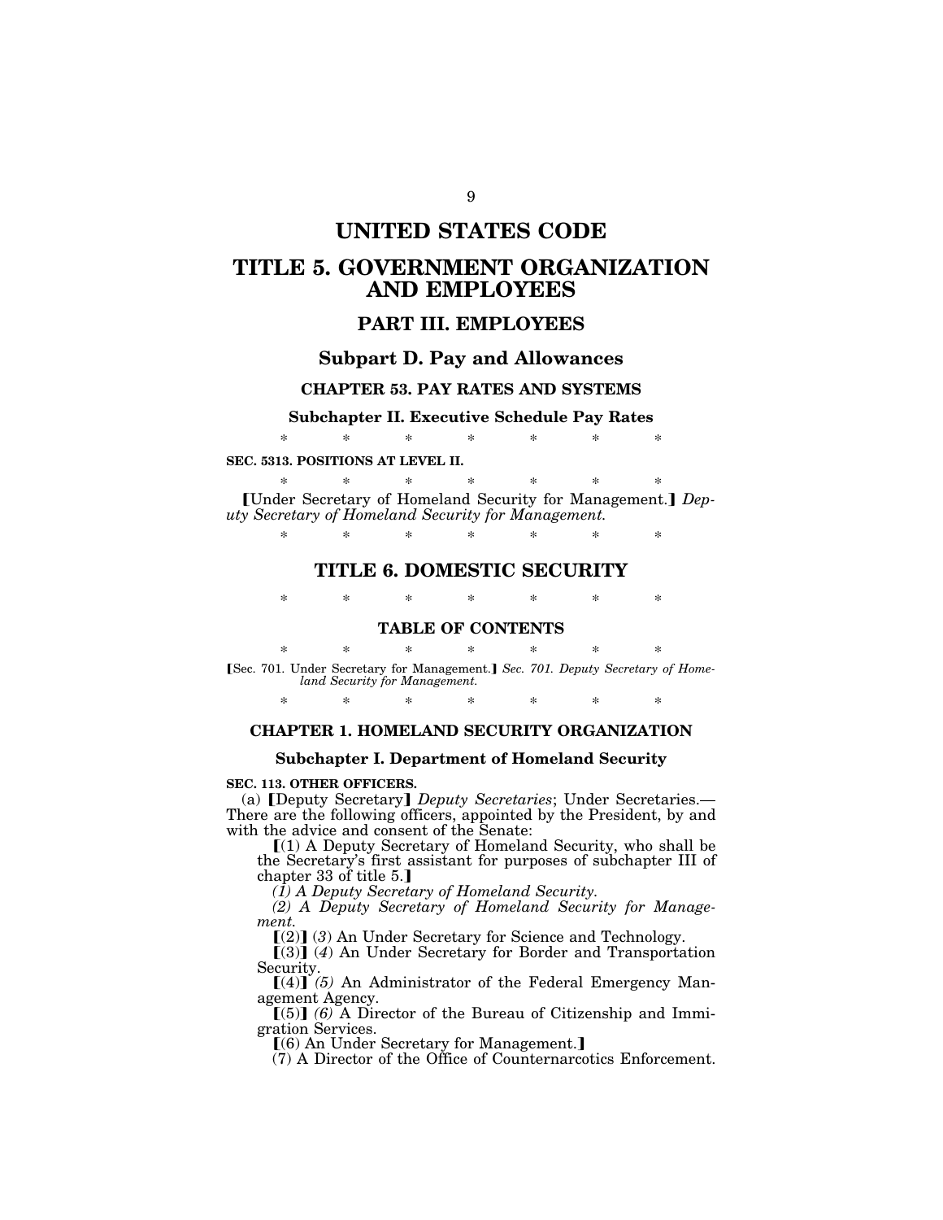# UNITED STATES CODE

# TITLE 5. GOVERNMENT ORGANIZATION AND EMPLOYEES

## PART III. EMPLOYEES

### Subpart D. Pay and Allowances

#### CHAPTER 53. PAY RATES AND SYSTEMS

##### Subchapter II. Executive Schedule Pay Rates

\* \* \* \* \* \* \*

**SEC. 5313. POSITIONS AT LEVEL II.**

\* \* \* \* \* \* \*

【Under Secretary of Homeland Security for Management.】 *Deputy Secretary of Homeland Security for Management.*

\* \* \* \* \* \* \*

# TITLE 6. DOMESTIC SECURITY

\* \* \* \* \* \* \*

#### TABLE OF CONTENTS

\* \* \* \* \* \* \*

【Sec. 701. Under Secretary for Management.】 *Sec. 701. Deputy Secretary of Homeland Security for Management.*

\* \* \* \* \* \* \*

#### CHAPTER 1. HOMELAND SECURITY ORGANIZATION

##### Subchapter I. Department of Homeland Security

**SEC. 113. OTHER OFFICERS.**

(a) 【Deputy Secretary】 *Deputy Secretaries*; Under Secretaries.—There are the following officers, appointed by the President, by and with the advice and consent of the Senate:

【(1) A Deputy Secretary of Homeland Security, who shall be the Secretary's first assistant for purposes of subchapter III of chapter 33 of title 5.】

*(1) A Deputy Secretary of Homeland Security.*

*(2) A Deputy Secretary of Homeland Security for Management.*

【(2)】 *(3)* An Under Secretary for Science and Technology.

【(3)】 *(4)* An Under Secretary for Border and Transportation Security.

【(4)】 *(5)* An Administrator of the Federal Emergency Management Agency.

【(5)】 *(6)* A Director of the Bureau of Citizenship and Immigration Services.

【(6) An Under Secretary for Management.】

(7) A Director of the Office of Counternarcotics Enforcement.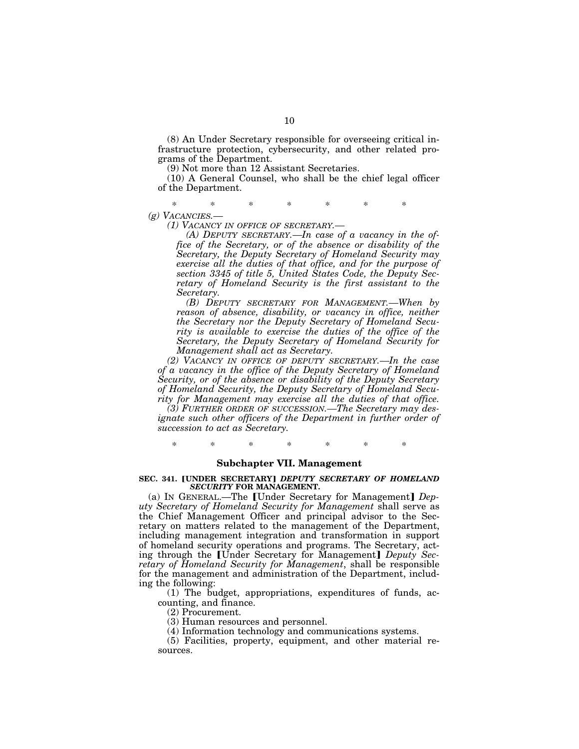(8) An Under Secretary responsible for overseeing critical infrastructure protection, cybersecurity, and other related programs of the Department.

(9) Not more than 12 Assistant Secretaries.

(10) A General Counsel, who shall be the chief legal officer of the Department.

\* \* \* \* \* \* \*

*(g) VACANCIES.—*

*(1) VACANCY IN OFFICE OF SECRETARY.—*

*(A) DEPUTY SECRETARY.—In case of a vacancy in the office of the Secretary, or of the absence or disability of the Secretary, the Deputy Secretary of Homeland Security may exercise all the duties of that office, and for the purpose of section 3345 of title 5, United States Code, the Deputy Secretary of Homeland Security is the first assistant to the Secretary.*

*(B) DEPUTY SECRETARY FOR MANAGEMENT.—When by reason of absence, disability, or vacancy in office, neither the Secretary nor the Deputy Secretary of Homeland Security is available to exercise the duties of the office of the Secretary, the Deputy Secretary of Homeland Security for Management shall act as Secretary.*

*(2) VACANCY IN OFFICE OF DEPUTY SECRETARY.—In the case of a vacancy in the office of the Deputy Secretary of Homeland Security, or of the absence or disability of the Deputy Secretary of Homeland Security, the Deputy Secretary of Homeland Security for Management may exercise all the duties of that office.*

*(3) FURTHER ORDER OF SUCCESSION.—The Secretary may designate such other officers of the Department in further order of succession to act as Secretary.*

\* \* \* \* \* \* \*

### Subchapter VII. Management

**SEC. 341. [UNDER SECRETARY] *DEPUTY SECRETARY OF HOMELAND SECURITY* FOR MANAGEMENT.**

(a) IN GENERAL.—The [Under Secretary for Management] *Deputy Secretary of Homeland Security for Management* shall serve as the Chief Management Officer and principal advisor to the Secretary on matters related to the management of the Department, including management integration and transformation in support of homeland security operations and programs. The Secretary, acting through the [Under Secretary for Management] *Deputy Secretary of Homeland Security for Management*, shall be responsible for the management and administration of the Department, including the following:

(1) The budget, appropriations, expenditures of funds, accounting, and finance.

(2) Procurement.

(3) Human resources and personnel.

(4) Information technology and communications systems.

(5) Facilities, property, equipment, and other material resources.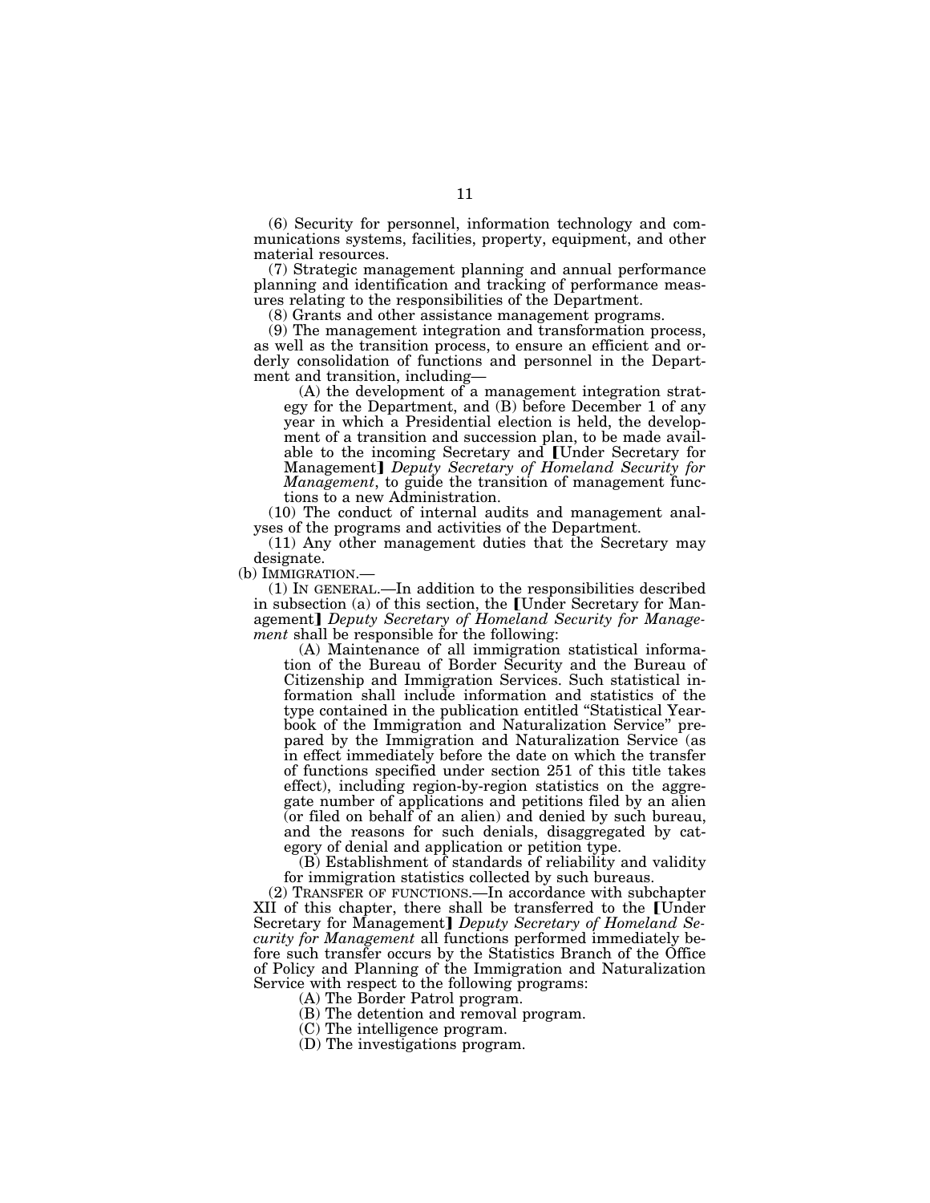(6) Security for personnel, information technology and communications systems, facilities, property, equipment, and other material resources.

(7) Strategic management planning and annual performance planning and identification and tracking of performance measures relating to the responsibilities of the Department.

(8) Grants and other assistance management programs.

(9) The management integration and transformation process, as well as the transition process, to ensure an efficient and orderly consolidation of functions and personnel in the Department and transition, including—

(A) the development of a management integration strategy for the Department, and (B) before December 1 of any year in which a Presidential election is held, the development of a transition and succession plan, to be made available to the incoming Secretary and [Under Secretary for Management] *Deputy Secretary of Homeland Security for Management*, to guide the transition of management functions to a new Administration.

(10) The conduct of internal audits and management analyses of the programs and activities of the Department.

(11) Any other management duties that the Secretary may designate.

(b) IMMIGRATION.—

(1) IN GENERAL.—In addition to the responsibilities described in subsection (a) of this section, the [Under Secretary for Management] *Deputy Secretary of Homeland Security for Management* shall be responsible for the following:

(A) Maintenance of all immigration statistical information of the Bureau of Border Security and the Bureau of Citizenship and Immigration Services. Such statistical information shall include information and statistics of the type contained in the publication entitled "Statistical Yearbook of the Immigration and Naturalization Service" prepared by the Immigration and Naturalization Service (as in effect immediately before the date on which the transfer of functions specified under section 251 of this title takes effect), including region-by-region statistics on the aggregate number of applications and petitions filed by an alien (or filed on behalf of an alien) and denied by such bureau, and the reasons for such denials, disaggregated by category of denial and application or petition type.

(B) Establishment of standards of reliability and validity for immigration statistics collected by such bureaus.

(2) TRANSFER OF FUNCTIONS.—In accordance with subchapter XII of this chapter, there shall be transferred to the [Under Secretary for Management] *Deputy Secretary of Homeland Security for Management* all functions performed immediately before such transfer occurs by the Statistics Branch of the Office of Policy and Planning of the Immigration and Naturalization Service with respect to the following programs:

(A) The Border Patrol program.

(B) The detention and removal program.

(C) The intelligence program.

(D) The investigations program.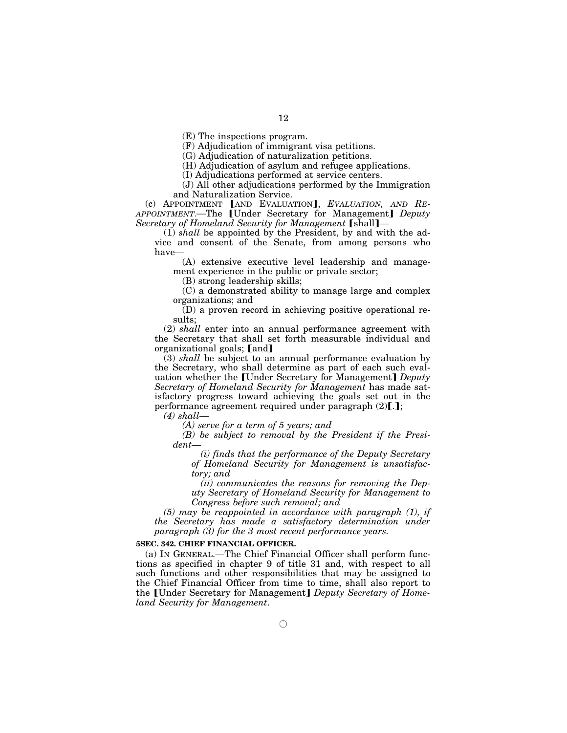(E) The inspections program.

(F) Adjudication of immigrant visa petitions.

(G) Adjudication of naturalization petitions.

(H) Adjudication of asylum and refugee applications.

(I) Adjudications performed at service centers.

(J) All other adjudications performed by the Immigration and Naturalization Service.

(c) APPOINTMENT ⟦AND EVALUATION⟧, *EVALUATION, AND REAPPOINTMENT*.—The ⟦Under Secretary for Management⟧ *Deputy Secretary of Homeland Security for Management* ⟦shall⟧—

(1) *shall* be appointed by the President, by and with the advice and consent of the Senate, from among persons who have—

(A) extensive executive level leadership and management experience in the public or private sector;

(B) strong leadership skills;

(C) a demonstrated ability to manage large and complex organizations; and

(D) a proven record in achieving positive operational results;

(2) *shall* enter into an annual performance agreement with the Secretary that shall set forth measurable individual and organizational goals; ⟦and⟧

(3) *shall* be subject to an annual performance evaluation by the Secretary, who shall determine as part of each such evaluation whether the ⟦Under Secretary for Management⟧ *Deputy Secretary of Homeland Security for Management* has made satisfactory progress toward achieving the goals set out in the performance agreement required under paragraph (2)⟦.⟧;

*(4) shall—*

*(A) serve for a term of 5 years; and*

*(B) be subject to removal by the President if the President—*

*(i) finds that the performance of the Deputy Secretary of Homeland Security for Management is unsatisfactory; and*

*(ii) communicates the reasons for removing the Deputy Secretary of Homeland Security for Management to Congress before such removal; and*

*(5) may be reappointed in accordance with paragraph (1), if the Secretary has made a satisfactory determination under paragraph (3) for the 3 most recent performance years.*

**SEC. 342. CHIEF FINANCIAL OFFICER.**

(a) IN GENERAL.—The Chief Financial Officer shall perform functions as specified in chapter 9 of title 31 and, with respect to all such functions and other responsibilities that may be assigned to the Chief Financial Officer from time to time, shall also report to the ⟦Under Secretary for Management⟧ *Deputy Secretary of Homeland Security for Management*.